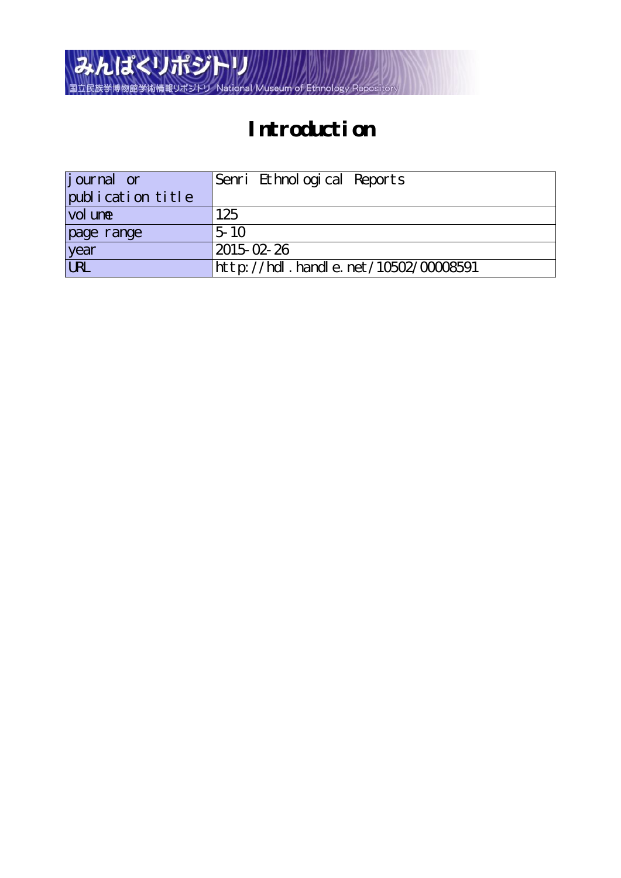# Introduction

| journal or publication title | Senri Ethnological Reports |
|---|---|
| volume | 125 |
| page range | 5-10 |
| year | 2015-02-26 |
| URL | http://hdl.handle.net/10502/00008591 |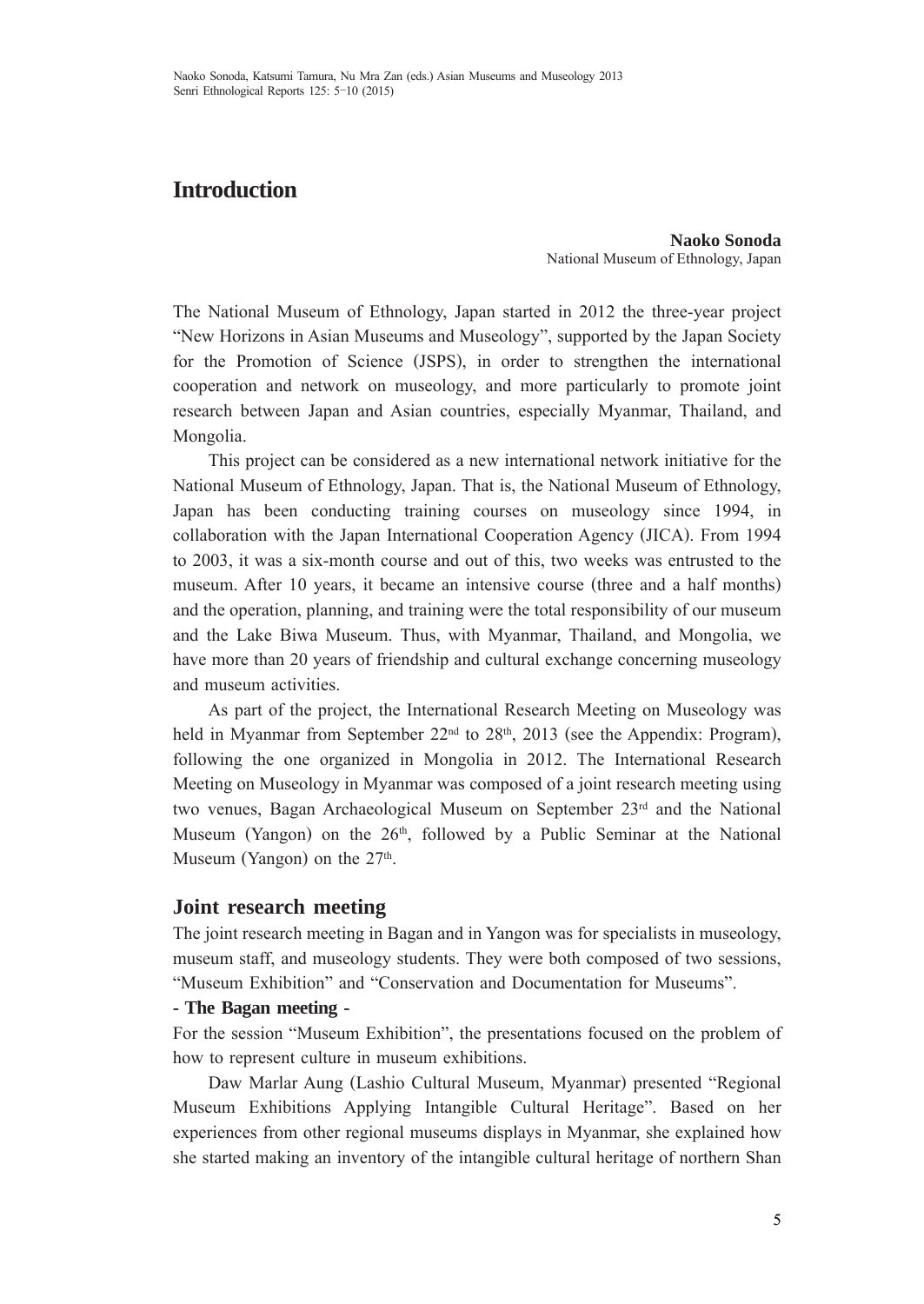# Introduction

**Naoko Sonoda**
National Museum of Ethnology, Japan

The National Museum of Ethnology, Japan started in 2012 the three-year project "New Horizons in Asian Museums and Museology", supported by the Japan Society for the Promotion of Science (JSPS), in order to strengthen the international cooperation and network on museology, and more particularly to promote joint research between Japan and Asian countries, especially Myanmar, Thailand, and Mongolia.

This project can be considered as a new international network initiative for the National Museum of Ethnology, Japan. That is, the National Museum of Ethnology, Japan has been conducting training courses on museology since 1994, in collaboration with the Japan International Cooperation Agency (JICA). From 1994 to 2003, it was a six-month course and out of this, two weeks was entrusted to the museum. After 10 years, it became an intensive course (three and a half months) and the operation, planning, and training were the total responsibility of our museum and the Lake Biwa Museum. Thus, with Myanmar, Thailand, and Mongolia, we have more than 20 years of friendship and cultural exchange concerning museology and museum activities.

As part of the project, the International Research Meeting on Museology was held in Myanmar from September 22nd to 28th, 2013 (see the Appendix: Program), following the one organized in Mongolia in 2012. The International Research Meeting on Museology in Myanmar was composed of a joint research meeting using two venues, Bagan Archaeological Museum on September 23rd and the National Museum (Yangon) on the 26th, followed by a Public Seminar at the National Museum (Yangon) on the 27th.

## Joint research meeting

The joint research meeting in Bagan and in Yangon was for specialists in museology, museum staff, and museology students. They were both composed of two sessions, "Museum Exhibition" and "Conservation and Documentation for Museums".

**- The Bagan meeting -**

For the session "Museum Exhibition", the presentations focused on the problem of how to represent culture in museum exhibitions.

Daw Marlar Aung (Lashio Cultural Museum, Myanmar) presented "Regional Museum Exhibitions Applying Intangible Cultural Heritage". Based on her experiences from other regional museums displays in Myanmar, she explained how she started making an inventory of the intangible cultural heritage of northern Shan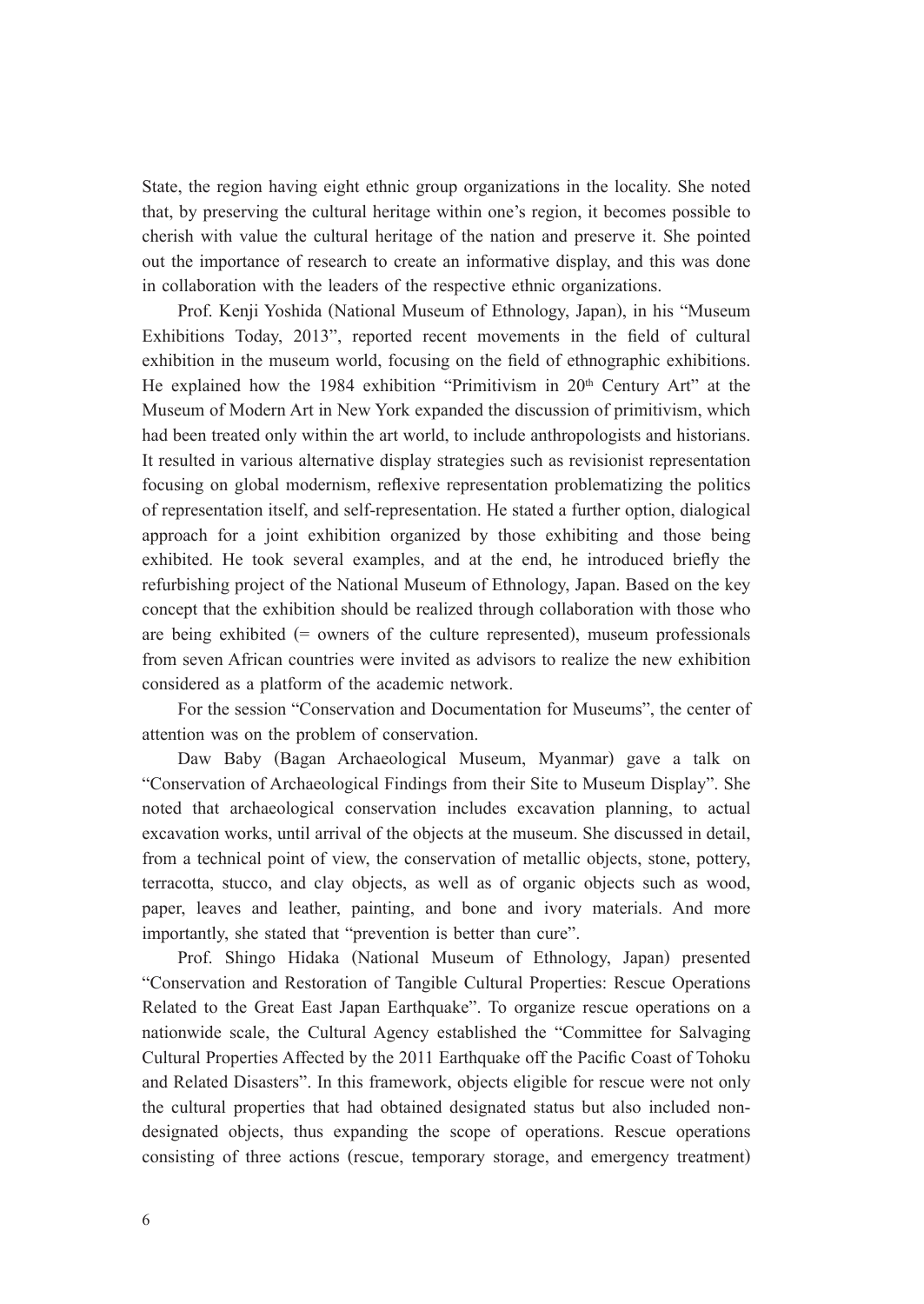State, the region having eight ethnic group organizations in the locality. She noted that, by preserving the cultural heritage within one's region, it becomes possible to cherish with value the cultural heritage of the nation and preserve it. She pointed out the importance of research to create an informative display, and this was done in collaboration with the leaders of the respective ethnic organizations.

Prof. Kenji Yoshida (National Museum of Ethnology, Japan), in his "Museum Exhibitions Today, 2013", reported recent movements in the field of cultural exhibition in the museum world, focusing on the field of ethnographic exhibitions. He explained how the 1984 exhibition "Primitivism in 20th Century Art" at the Museum of Modern Art in New York expanded the discussion of primitivism, which had been treated only within the art world, to include anthropologists and historians. It resulted in various alternative display strategies such as revisionist representation focusing on global modernism, reflexive representation problematizing the politics of representation itself, and self-representation. He stated a further option, dialogical approach for a joint exhibition organized by those exhibiting and those being exhibited. He took several examples, and at the end, he introduced briefly the refurbishing project of the National Museum of Ethnology, Japan. Based on the key concept that the exhibition should be realized through collaboration with those who are being exhibited (= owners of the culture represented), museum professionals from seven African countries were invited as advisors to realize the new exhibition considered as a platform of the academic network.

For the session "Conservation and Documentation for Museums", the center of attention was on the problem of conservation.

Daw Baby (Bagan Archaeological Museum, Myanmar) gave a talk on "Conservation of Archaeological Findings from their Site to Museum Display". She noted that archaeological conservation includes excavation planning, to actual excavation works, until arrival of the objects at the museum. She discussed in detail, from a technical point of view, the conservation of metallic objects, stone, pottery, terracotta, stucco, and clay objects, as well as of organic objects such as wood, paper, leaves and leather, painting, and bone and ivory materials. And more importantly, she stated that "prevention is better than cure".

Prof. Shingo Hidaka (National Museum of Ethnology, Japan) presented "Conservation and Restoration of Tangible Cultural Properties: Rescue Operations Related to the Great East Japan Earthquake". To organize rescue operations on a nationwide scale, the Cultural Agency established the "Committee for Salvaging Cultural Properties Affected by the 2011 Earthquake off the Pacific Coast of Tohoku and Related Disasters". In this framework, objects eligible for rescue were not only the cultural properties that had obtained designated status but also included non-designated objects, thus expanding the scope of operations. Rescue operations consisting of three actions (rescue, temporary storage, and emergency treatment)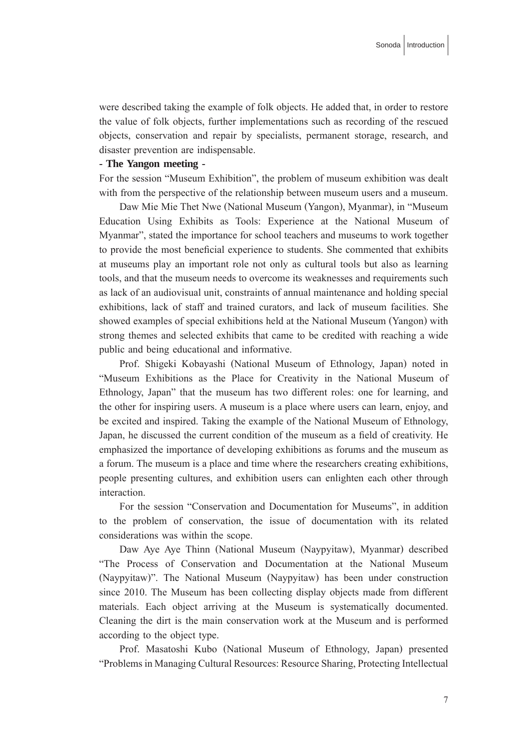were described taking the example of folk objects. He added that, in order to restore the value of folk objects, further implementations such as recording of the rescued objects, conservation and repair by specialists, permanent storage, research, and disaster prevention are indispensable.

**- The Yangon meeting -**

For the session “Museum Exhibition”, the problem of museum exhibition was dealt with from the perspective of the relationship between museum users and a museum.

Daw Mie Mie Thet Nwe (National Museum (Yangon), Myanmar), in “Museum Education Using Exhibits as Tools: Experience at the National Museum of Myanmar”, stated the importance for school teachers and museums to work together to provide the most beneficial experience to students. She commented that exhibits at museums play an important role not only as cultural tools but also as learning tools, and that the museum needs to overcome its weaknesses and requirements such as lack of an audiovisual unit, constraints of annual maintenance and holding special exhibitions, lack of staff and trained curators, and lack of museum facilities. She showed examples of special exhibitions held at the National Museum (Yangon) with strong themes and selected exhibits that came to be credited with reaching a wide public and being educational and informative.

Prof. Shigeki Kobayashi (National Museum of Ethnology, Japan) noted in “Museum Exhibitions as the Place for Creativity in the National Museum of Ethnology, Japan” that the museum has two different roles: one for learning, and the other for inspiring users. A museum is a place where users can learn, enjoy, and be excited and inspired. Taking the example of the National Museum of Ethnology, Japan, he discussed the current condition of the museum as a field of creativity. He emphasized the importance of developing exhibitions as forums and the museum as a forum. The museum is a place and time where the researchers creating exhibitions, people presenting cultures, and exhibition users can enlighten each other through interaction.

For the session “Conservation and Documentation for Museums”, in addition to the problem of conservation, the issue of documentation with its related considerations was within the scope.

Daw Aye Aye Thinn (National Museum (Naypyitaw), Myanmar) described “The Process of Conservation and Documentation at the National Museum (Naypyitaw)”. The National Museum (Naypyitaw) has been under construction since 2010. The Museum has been collecting display objects made from different materials. Each object arriving at the Museum is systematically documented. Cleaning the dirt is the main conservation work at the Museum and is performed according to the object type.

Prof. Masatoshi Kubo (National Museum of Ethnology, Japan) presented “Problems in Managing Cultural Resources: Resource Sharing, Protecting Intellectual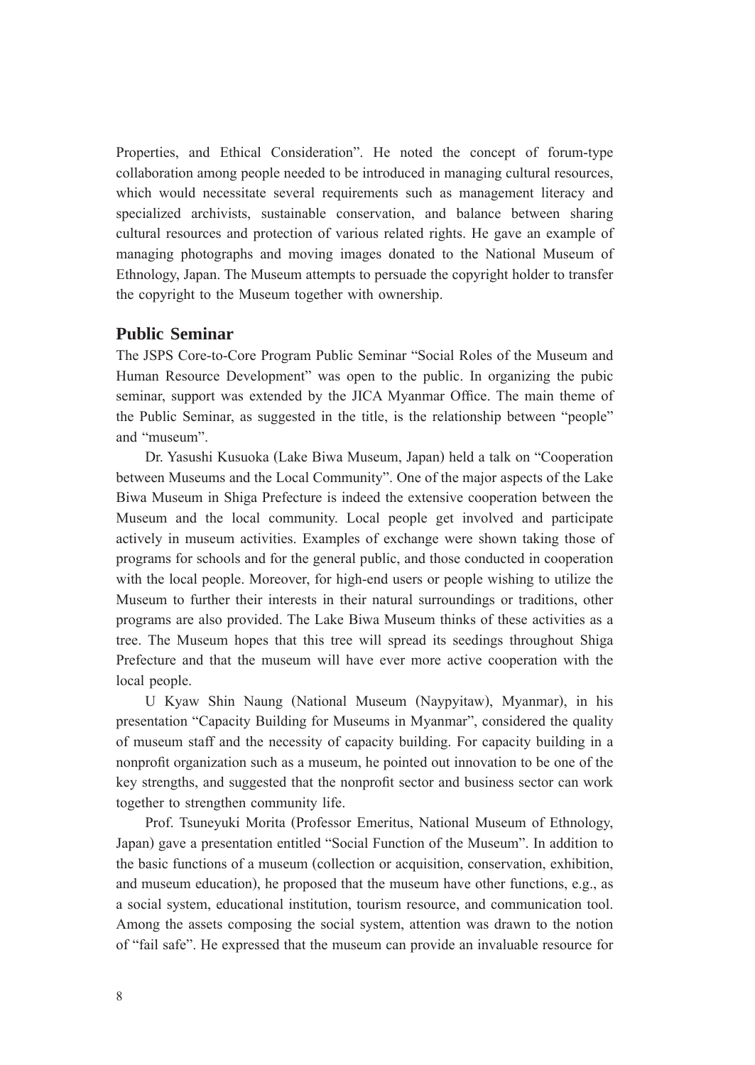Properties, and Ethical Consideration". He noted the concept of forum-type collaboration among people needed to be introduced in managing cultural resources, which would necessitate several requirements such as management literacy and specialized archivists, sustainable conservation, and balance between sharing cultural resources and protection of various related rights. He gave an example of managing photographs and moving images donated to the National Museum of Ethnology, Japan. The Museum attempts to persuade the copyright holder to transfer the copyright to the Museum together with ownership.

## Public Seminar

The JSPS Core-to-Core Program Public Seminar "Social Roles of the Museum and Human Resource Development" was open to the public. In organizing the pubic seminar, support was extended by the JICA Myanmar Office. The main theme of the Public Seminar, as suggested in the title, is the relationship between "people" and "museum".

Dr. Yasushi Kusuoka (Lake Biwa Museum, Japan) held a talk on "Cooperation between Museums and the Local Community". One of the major aspects of the Lake Biwa Museum in Shiga Prefecture is indeed the extensive cooperation between the Museum and the local community. Local people get involved and participate actively in museum activities. Examples of exchange were shown taking those of programs for schools and for the general public, and those conducted in cooperation with the local people. Moreover, for high-end users or people wishing to utilize the Museum to further their interests in their natural surroundings or traditions, other programs are also provided. The Lake Biwa Museum thinks of these activities as a tree. The Museum hopes that this tree will spread its seedings throughout Shiga Prefecture and that the museum will have ever more active cooperation with the local people.

U Kyaw Shin Naung (National Museum (Naypyitaw), Myanmar), in his presentation "Capacity Building for Museums in Myanmar", considered the quality of museum staff and the necessity of capacity building. For capacity building in a nonprofit organization such as a museum, he pointed out innovation to be one of the key strengths, and suggested that the nonprofit sector and business sector can work together to strengthen community life.

Prof. Tsuneyuki Morita (Professor Emeritus, National Museum of Ethnology, Japan) gave a presentation entitled "Social Function of the Museum". In addition to the basic functions of a museum (collection or acquisition, conservation, exhibition, and museum education), he proposed that the museum have other functions, e.g., as a social system, educational institution, tourism resource, and communication tool. Among the assets composing the social system, attention was drawn to the notion of "fail safe". He expressed that the museum can provide an invaluable resource for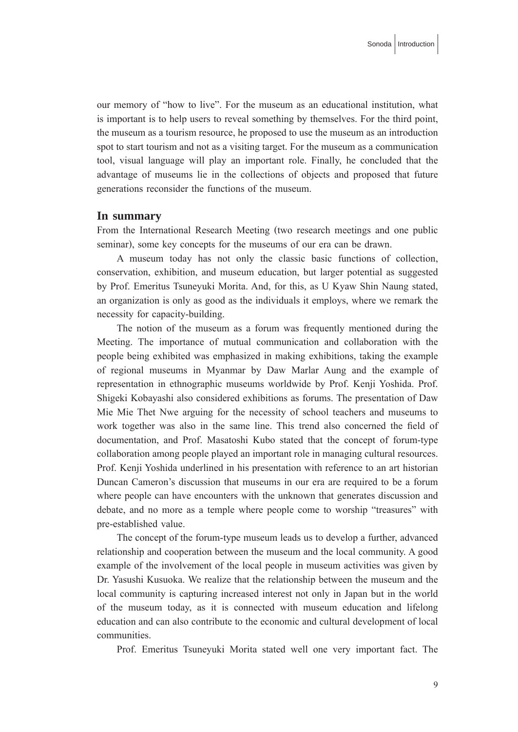our memory of "how to live". For the museum as an educational institution, what is important is to help users to reveal something by themselves. For the third point, the museum as a tourism resource, he proposed to use the museum as an introduction spot to start tourism and not as a visiting target. For the museum as a communication tool, visual language will play an important role. Finally, he concluded that the advantage of museums lie in the collections of objects and proposed that future generations reconsider the functions of the museum.

## In summary

From the International Research Meeting (two research meetings and one public seminar), some key concepts for the museums of our era can be drawn.

A museum today has not only the classic basic functions of collection, conservation, exhibition, and museum education, but larger potential as suggested by Prof. Emeritus Tsuneyuki Morita. And, for this, as U Kyaw Shin Naung stated, an organization is only as good as the individuals it employs, where we remark the necessity for capacity-building.

The notion of the museum as a forum was frequently mentioned during the Meeting. The importance of mutual communication and collaboration with the people being exhibited was emphasized in making exhibitions, taking the example of regional museums in Myanmar by Daw Marlar Aung and the example of representation in ethnographic museums worldwide by Prof. Kenji Yoshida. Prof. Shigeki Kobayashi also considered exhibitions as forums. The presentation of Daw Mie Mie Thet Nwe arguing for the necessity of school teachers and museums to work together was also in the same line. This trend also concerned the field of documentation, and Prof. Masatoshi Kubo stated that the concept of forum-type collaboration among people played an important role in managing cultural resources. Prof. Kenji Yoshida underlined in his presentation with reference to an art historian Duncan Cameron's discussion that museums in our era are required to be a forum where people can have encounters with the unknown that generates discussion and debate, and no more as a temple where people come to worship "treasures" with pre-established value.

The concept of the forum-type museum leads us to develop a further, advanced relationship and cooperation between the museum and the local community. A good example of the involvement of the local people in museum activities was given by Dr. Yasushi Kusuoka. We realize that the relationship between the museum and the local community is capturing increased interest not only in Japan but in the world of the museum today, as it is connected with museum education and lifelong education and can also contribute to the economic and cultural development of local communities.

Prof. Emeritus Tsuneyuki Morita stated well one very important fact. The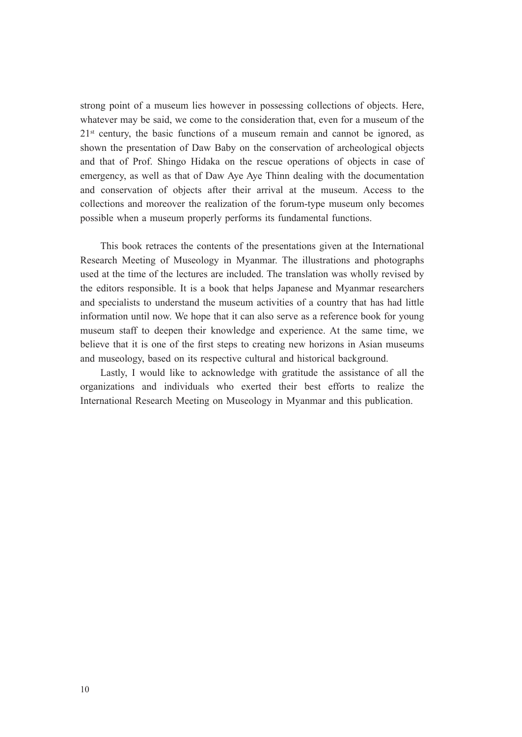strong point of a museum lies however in possessing collections of objects. Here, whatever may be said, we come to the consideration that, even for a museum of the 21st century, the basic functions of a museum remain and cannot be ignored, as shown the presentation of Daw Baby on the conservation of archeological objects and that of Prof. Shingo Hidaka on the rescue operations of objects in case of emergency, as well as that of Daw Aye Aye Thinn dealing with the documentation and conservation of objects after their arrival at the museum. Access to the collections and moreover the realization of the forum-type museum only becomes possible when a museum properly performs its fundamental functions.

This book retraces the contents of the presentations given at the International Research Meeting of Museology in Myanmar. The illustrations and photographs used at the time of the lectures are included. The translation was wholly revised by the editors responsible. It is a book that helps Japanese and Myanmar researchers and specialists to understand the museum activities of a country that has had little information until now. We hope that it can also serve as a reference book for young museum staff to deepen their knowledge and experience. At the same time, we believe that it is one of the first steps to creating new horizons in Asian museums and museology, based on its respective cultural and historical background.

Lastly, I would like to acknowledge with gratitude the assistance of all the organizations and individuals who exerted their best efforts to realize the International Research Meeting on Museology in Myanmar and this publication.